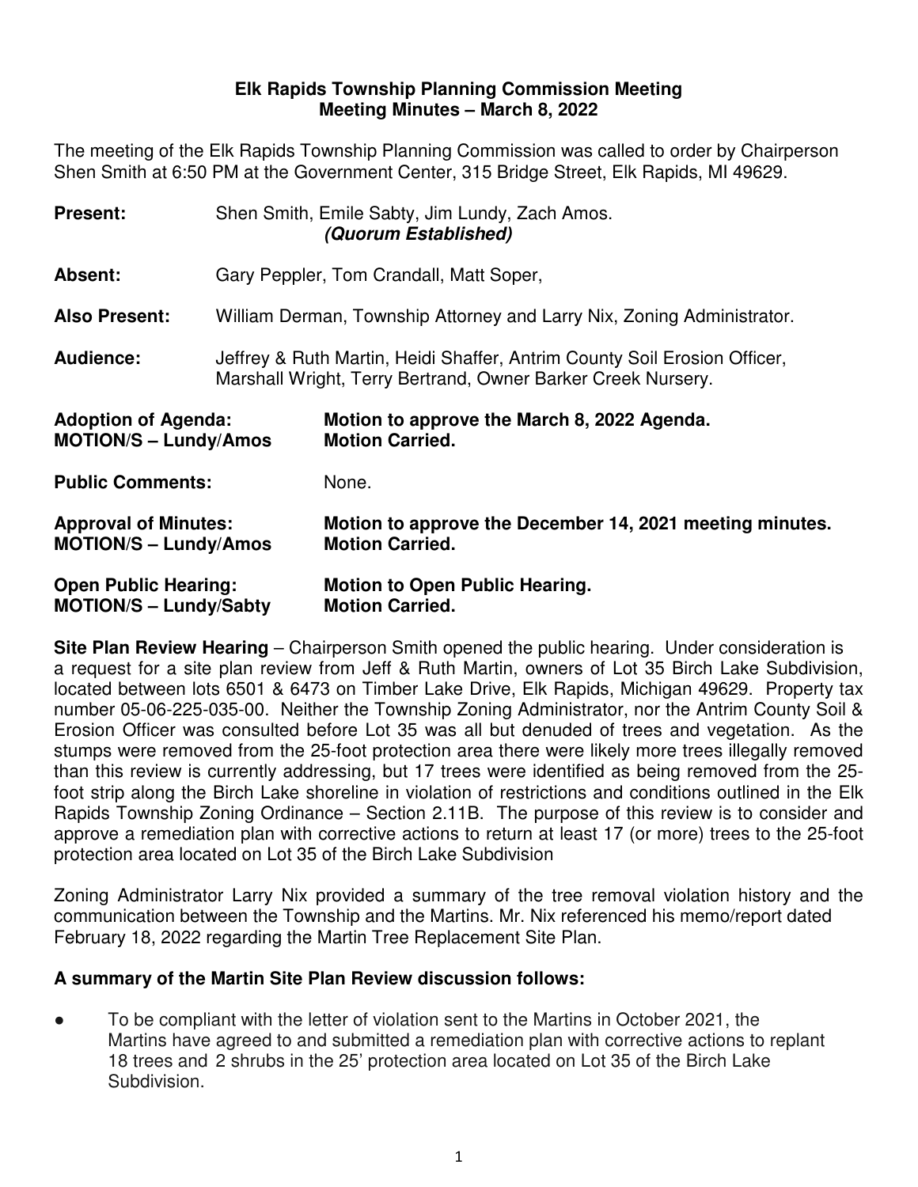**Elk Rapids Township Planning Commission Meeting**
**Meeting Minutes – March 8, 2022**

The meeting of the Elk Rapids Township Planning Commission was called to order by Chairperson Shen Smith at 6:50 PM at the Government Center, 315 Bridge Street, Elk Rapids, MI 49629.

**Present:** Shen Smith, Emile Sabty, Jim Lundy, Zach Amos.
***(Quorum Established)***

**Absent:** Gary Peppler, Tom Crandall, Matt Soper,

**Also Present:** William Derman, Township Attorney and Larry Nix, Zoning Administrator.

**Audience:** Jeffrey & Ruth Martin, Heidi Shaffer, Antrim County Soil Erosion Officer, Marshall Wright, Terry Bertrand, Owner Barker Creek Nursery.

**Adoption of Agenda:** **Motion to approve the March 8, 2022 Agenda.**
**MOTION/S – Lundy/Amos** **Motion Carried.**

**Public Comments:** None.

**Approval of Minutes:** **Motion to approve the December 14, 2021 meeting minutes.**
**MOTION/S – Lundy/Amos** **Motion Carried.**

**Open Public Hearing:** **Motion to Open Public Hearing.**
**MOTION/S – Lundy/Sabty** **Motion Carried.**

**Site Plan Review Hearing** – Chairperson Smith opened the public hearing. Under consideration is a request for a site plan review from Jeff & Ruth Martin, owners of Lot 35 Birch Lake Subdivision, located between lots 6501 & 6473 on Timber Lake Drive, Elk Rapids, Michigan 49629. Property tax number 05-06-225-035-00. Neither the Township Zoning Administrator, nor the Antrim County Soil & Erosion Officer was consulted before Lot 35 was all but denuded of trees and vegetation. As the stumps were removed from the 25-foot protection area there were likely more trees illegally removed than this review is currently addressing, but 17 trees were identified as being removed from the 25-foot strip along the Birch Lake shoreline in violation of restrictions and conditions outlined in the Elk Rapids Township Zoning Ordinance – Section 2.11B. The purpose of this review is to consider and approve a remediation plan with corrective actions to return at least 17 (or more) trees to the 25-foot protection area located on Lot 35 of the Birch Lake Subdivision

Zoning Administrator Larry Nix provided a summary of the tree removal violation history and the communication between the Township and the Martins. Mr. Nix referenced his memo/report dated February 18, 2022 regarding the Martin Tree Replacement Site Plan.

**A summary of the Martin Site Plan Review discussion follows:**

- To be compliant with the letter of violation sent to the Martins in October 2021, the Martins have agreed to and submitted a remediation plan with corrective actions to replant 18 trees and 2 shrubs in the 25' protection area located on Lot 35 of the Birch Lake Subdivision.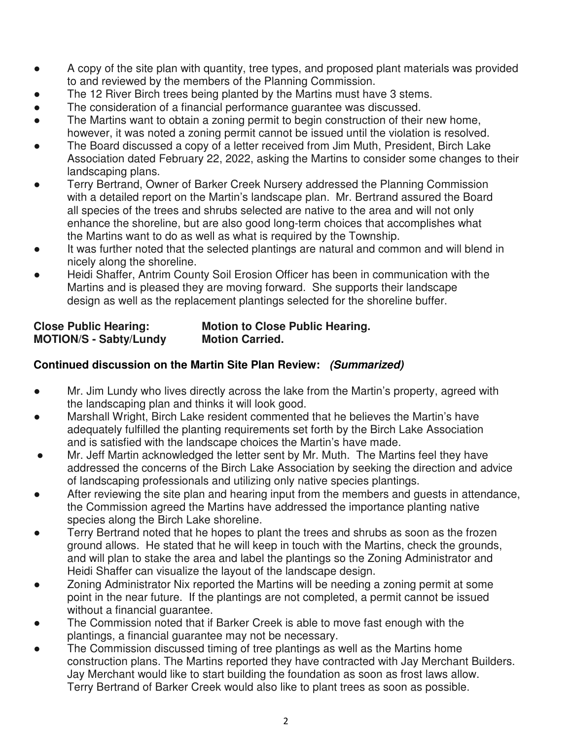- A copy of the site plan with quantity, tree types, and proposed plant materials was provided to and reviewed by the members of the Planning Commission.
- The 12 River Birch trees being planted by the Martins must have 3 stems.
- The consideration of a financial performance guarantee was discussed.
- The Martins want to obtain a zoning permit to begin construction of their new home, however, it was noted a zoning permit cannot be issued until the violation is resolved.
- The Board discussed a copy of a letter received from Jim Muth, President, Birch Lake Association dated February 22, 2022, asking the Martins to consider some changes to their landscaping plans.
- Terry Bertrand, Owner of Barker Creek Nursery addressed the Planning Commission with a detailed report on the Martin's landscape plan. Mr. Bertrand assured the Board all species of the trees and shrubs selected are native to the area and will not only enhance the shoreline, but are also good long-term choices that accomplishes what the Martins want to do as well as what is required by the Township.
- It was further noted that the selected plantings are natural and common and will blend in nicely along the shoreline.
- Heidi Shaffer, Antrim County Soil Erosion Officer has been in communication with the Martins and is pleased they are moving forward. She supports their landscape design as well as the replacement plantings selected for the shoreline buffer.

**Close Public Hearing:** **Motion to Close Public Hearing.**
**MOTION/S - Sabty/Lundy** **Motion Carried.**

**Continued discussion on the Martin Site Plan Review:** ***(Summarized)***

- Mr. Jim Lundy who lives directly across the lake from the Martin's property, agreed with the landscaping plan and thinks it will look good.
- Marshall Wright, Birch Lake resident commented that he believes the Martin's have adequately fulfilled the planting requirements set forth by the Birch Lake Association and is satisfied with the landscape choices the Martin's have made.
- Mr. Jeff Martin acknowledged the letter sent by Mr. Muth. The Martins feel they have addressed the concerns of the Birch Lake Association by seeking the direction and advice of landscaping professionals and utilizing only native species plantings.
- After reviewing the site plan and hearing input from the members and guests in attendance, the Commission agreed the Martins have addressed the importance planting native species along the Birch Lake shoreline.
- Terry Bertrand noted that he hopes to plant the trees and shrubs as soon as the frozen ground allows. He stated that he will keep in touch with the Martins, check the grounds, and will plan to stake the area and label the plantings so the Zoning Administrator and Heidi Shaffer can visualize the layout of the landscape design.
- Zoning Administrator Nix reported the Martins will be needing a zoning permit at some point in the near future. If the plantings are not completed, a permit cannot be issued without a financial guarantee.
- The Commission noted that if Barker Creek is able to move fast enough with the plantings, a financial guarantee may not be necessary.
- The Commission discussed timing of tree plantings as well as the Martins home construction plans. The Martins reported they have contracted with Jay Merchant Builders. Jay Merchant would like to start building the foundation as soon as frost laws allow. Terry Bertrand of Barker Creek would also like to plant trees as soon as possible.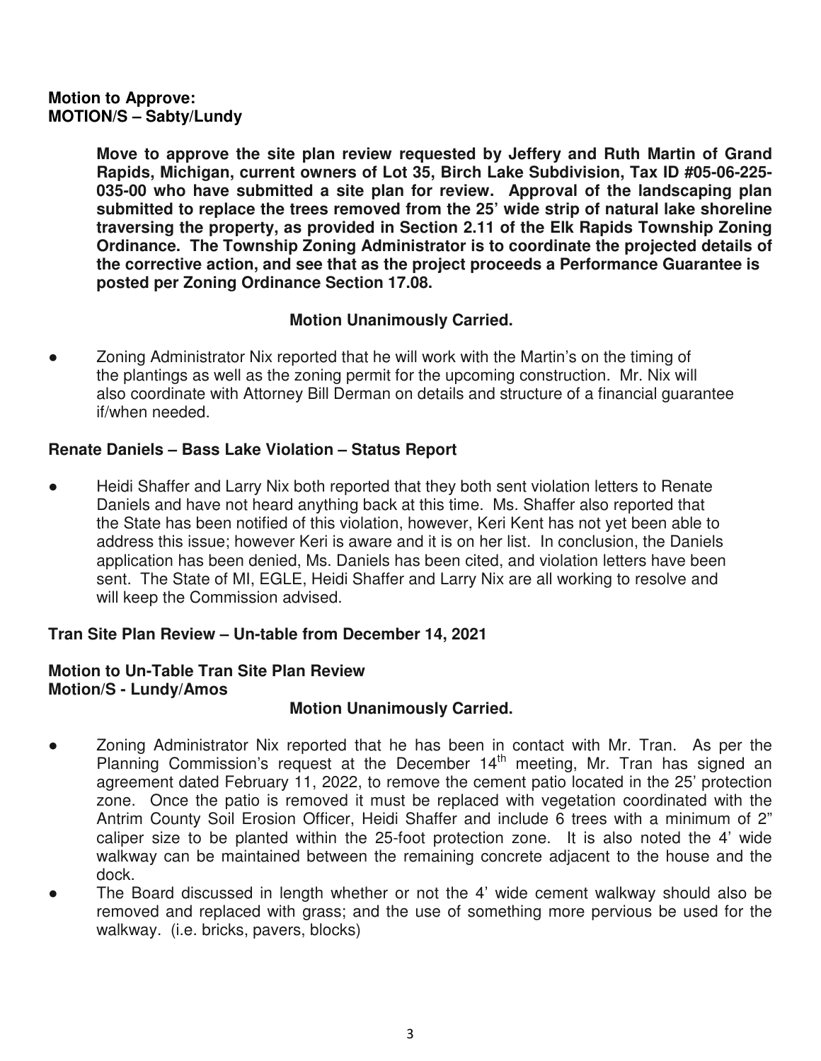**Motion to Approve:**
**MOTION/S – Sabty/Lundy**

> **Move to approve the site plan review requested by Jeffery and Ruth Martin of Grand Rapids, Michigan, current owners of Lot 35, Birch Lake Subdivision, Tax ID #05-06-225-035-00 who have submitted a site plan for review. Approval of the landscaping plan submitted to replace the trees removed from the 25' wide strip of natural lake shoreline traversing the property, as provided in Section 2.11 of the Elk Rapids Township Zoning Ordinance. The Township Zoning Administrator is to coordinate the projected details of the corrective action, and see that as the project proceeds a Performance Guarantee is posted per Zoning Ordinance Section 17.08.**

**Motion Unanimously Carried.**

- Zoning Administrator Nix reported that he will work with the Martin's on the timing of the plantings as well as the zoning permit for the upcoming construction. Mr. Nix will also coordinate with Attorney Bill Derman on details and structure of a financial guarantee if/when needed.

**Renate Daniels – Bass Lake Violation – Status Report**

- Heidi Shaffer and Larry Nix both reported that they both sent violation letters to Renate Daniels and have not heard anything back at this time. Ms. Shaffer also reported that the State has been notified of this violation, however, Keri Kent has not yet been able to address this issue; however Keri is aware and it is on her list. In conclusion, the Daniels application has been denied, Ms. Daniels has been cited, and violation letters have been sent. The State of MI, EGLE, Heidi Shaffer and Larry Nix are all working to resolve and will keep the Commission advised.

**Tran Site Plan Review – Un-table from December 14, 2021**

**Motion to Un-Table Tran Site Plan Review**
**Motion/S - Lundy/Amos**

**Motion Unanimously Carried.**

- Zoning Administrator Nix reported that he has been in contact with Mr. Tran. As per the Planning Commission's request at the December 14th meeting, Mr. Tran has signed an agreement dated February 11, 2022, to remove the cement patio located in the 25' protection zone. Once the patio is removed it must be replaced with vegetation coordinated with the Antrim County Soil Erosion Officer, Heidi Shaffer and include 6 trees with a minimum of 2" caliper size to be planted within the 25-foot protection zone. It is also noted the 4' wide walkway can be maintained between the remaining concrete adjacent to the house and the dock.
- The Board discussed in length whether or not the 4' wide cement walkway should also be removed and replaced with grass; and the use of something more pervious be used for the walkway. (i.e. bricks, pavers, blocks)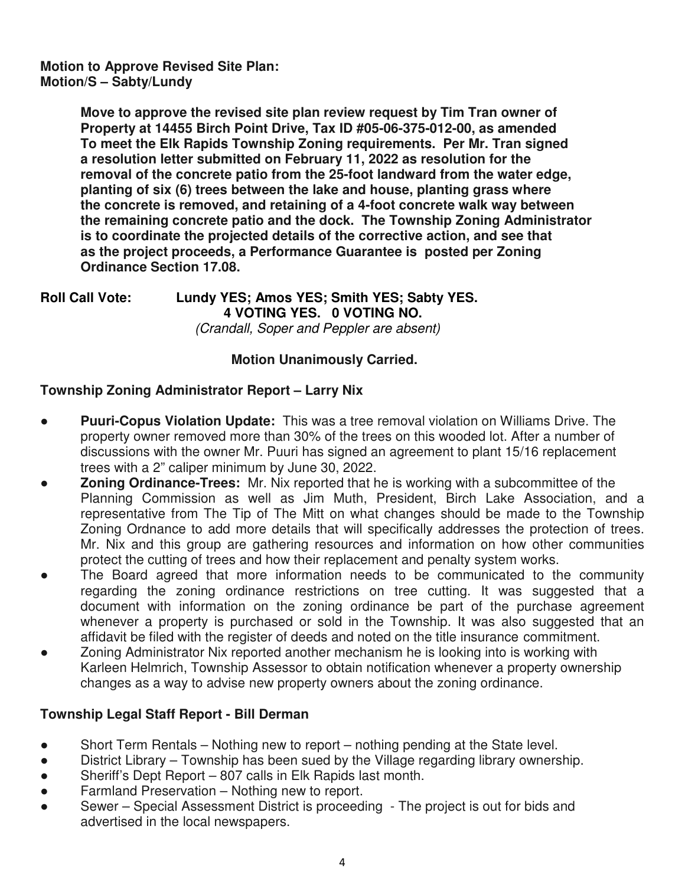**Motion to Approve Revised Site Plan:**
**Motion/S – Sabty/Lundy**

> **Move to approve the revised site plan review request by Tim Tran owner of Property at 14455 Birch Point Drive, Tax ID #05-06-375-012-00, as amended To meet the Elk Rapids Township Zoning requirements. Per Mr. Tran signed a resolution letter submitted on February 11, 2022 as resolution for the removal of the concrete patio from the 25-foot landward from the water edge, planting of six (6) trees between the lake and house, planting grass where the concrete is removed, and retaining of a 4-foot concrete walk way between the remaining concrete patio and the dock. The Township Zoning Administrator is to coordinate the projected details of the corrective action, and see that as the project proceeds, a Performance Guarantee is posted per Zoning Ordinance Section 17.08.**

**Roll Call Vote:** **Lundy YES; Amos YES; Smith YES; Sabty YES.**
**4 VOTING YES. 0 VOTING NO.**
*(Crandall, Soper and Peppler are absent)*

**Motion Unanimously Carried.**

**Township Zoning Administrator Report – Larry Nix**

- **Puuri-Copus Violation Update:** This was a tree removal violation on Williams Drive. The property owner removed more than 30% of the trees on this wooded lot. After a number of discussions with the owner Mr. Puuri has signed an agreement to plant 15/16 replacement trees with a 2" caliper minimum by June 30, 2022.
- **Zoning Ordinance-Trees:** Mr. Nix reported that he is working with a subcommittee of the Planning Commission as well as Jim Muth, President, Birch Lake Association, and a representative from The Tip of The Mitt on what changes should be made to the Township Zoning Ordnance to add more details that will specifically addresses the protection of trees. Mr. Nix and this group are gathering resources and information on how other communities protect the cutting of trees and how their replacement and penalty system works.
- The Board agreed that more information needs to be communicated to the community regarding the zoning ordinance restrictions on tree cutting. It was suggested that a document with information on the zoning ordinance be part of the purchase agreement whenever a property is purchased or sold in the Township. It was also suggested that an affidavit be filed with the register of deeds and noted on the title insurance commitment.
- Zoning Administrator Nix reported another mechanism he is looking into is working with Karleen Helmrich, Township Assessor to obtain notification whenever a property ownership changes as a way to advise new property owners about the zoning ordinance.

**Township Legal Staff Report - Bill Derman**

- Short Term Rentals – Nothing new to report – nothing pending at the State level.
- District Library – Township has been sued by the Village regarding library ownership.
- Sheriff's Dept Report – 807 calls in Elk Rapids last month.
- Farmland Preservation – Nothing new to report.
- Sewer – Special Assessment District is proceeding - The project is out for bids and advertised in the local newspapers.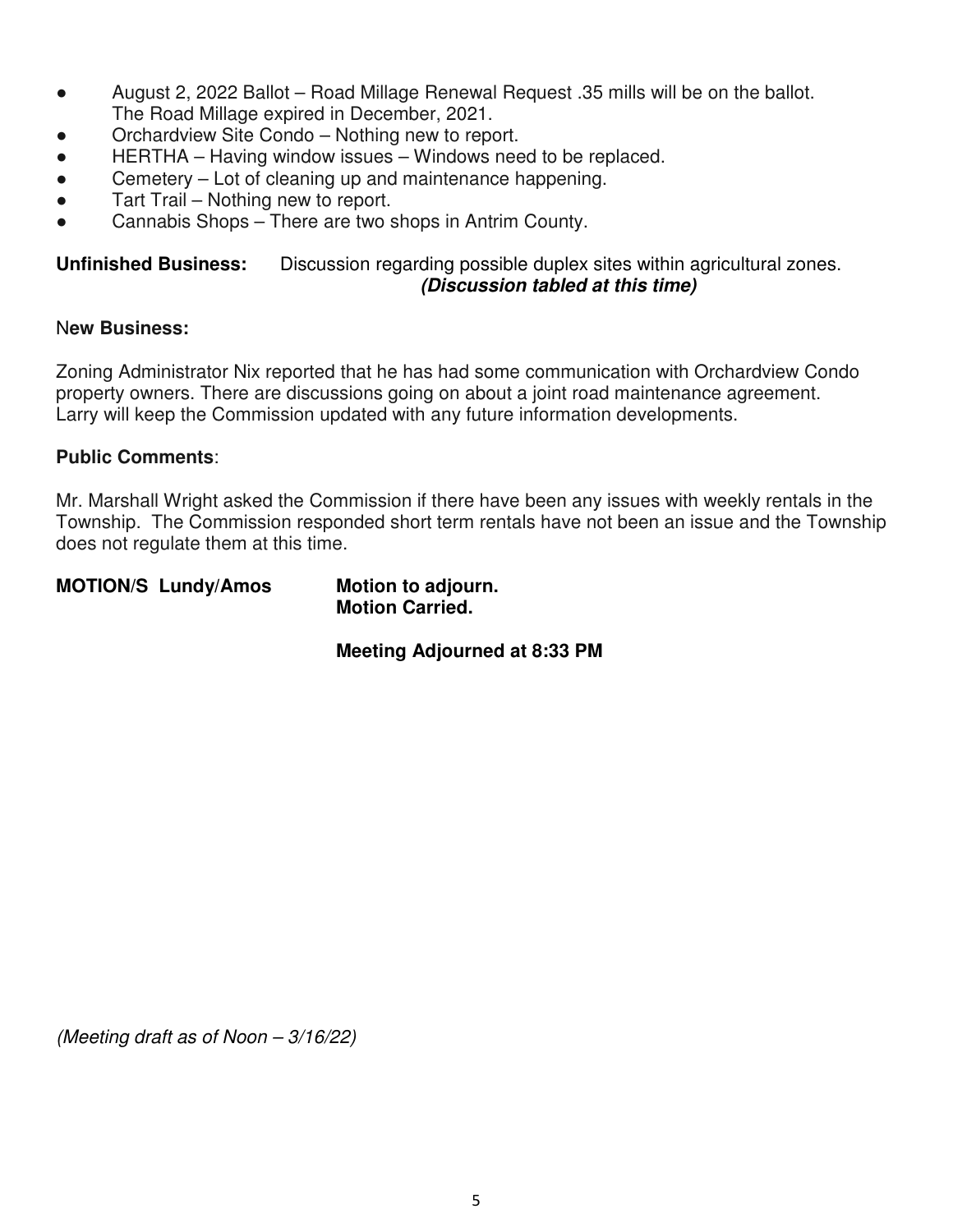- August 2, 2022 Ballot – Road Millage Renewal Request .35 mills will be on the ballot. The Road Millage expired in December, 2021.
- Orchardview Site Condo – Nothing new to report.
- HERTHA – Having window issues – Windows need to be replaced.
- Cemetery – Lot of cleaning up and maintenance happening.
- Tart Trail – Nothing new to report.
- Cannabis Shops – There are two shops in Antrim County.

**Unfinished Business:** Discussion regarding possible duplex sites within agricultural zones. ***(Discussion tabled at this time)***

N**ew Business:**

Zoning Administrator Nix reported that he has had some communication with Orchardview Condo property owners. There are discussions going on about a joint road maintenance agreement. Larry will keep the Commission updated with any future information developments.

**Public Comments**:

Mr. Marshall Wright asked the Commission if there have been any issues with weekly rentals in the Township. The Commission responded short term rentals have not been an issue and the Township does not regulate them at this time.

**MOTION/S Lundy/Amos** **Motion to adjourn.**
**Motion Carried.**

**Meeting Adjourned at 8:33 PM**

*(Meeting draft as of Noon – 3/16/22)*